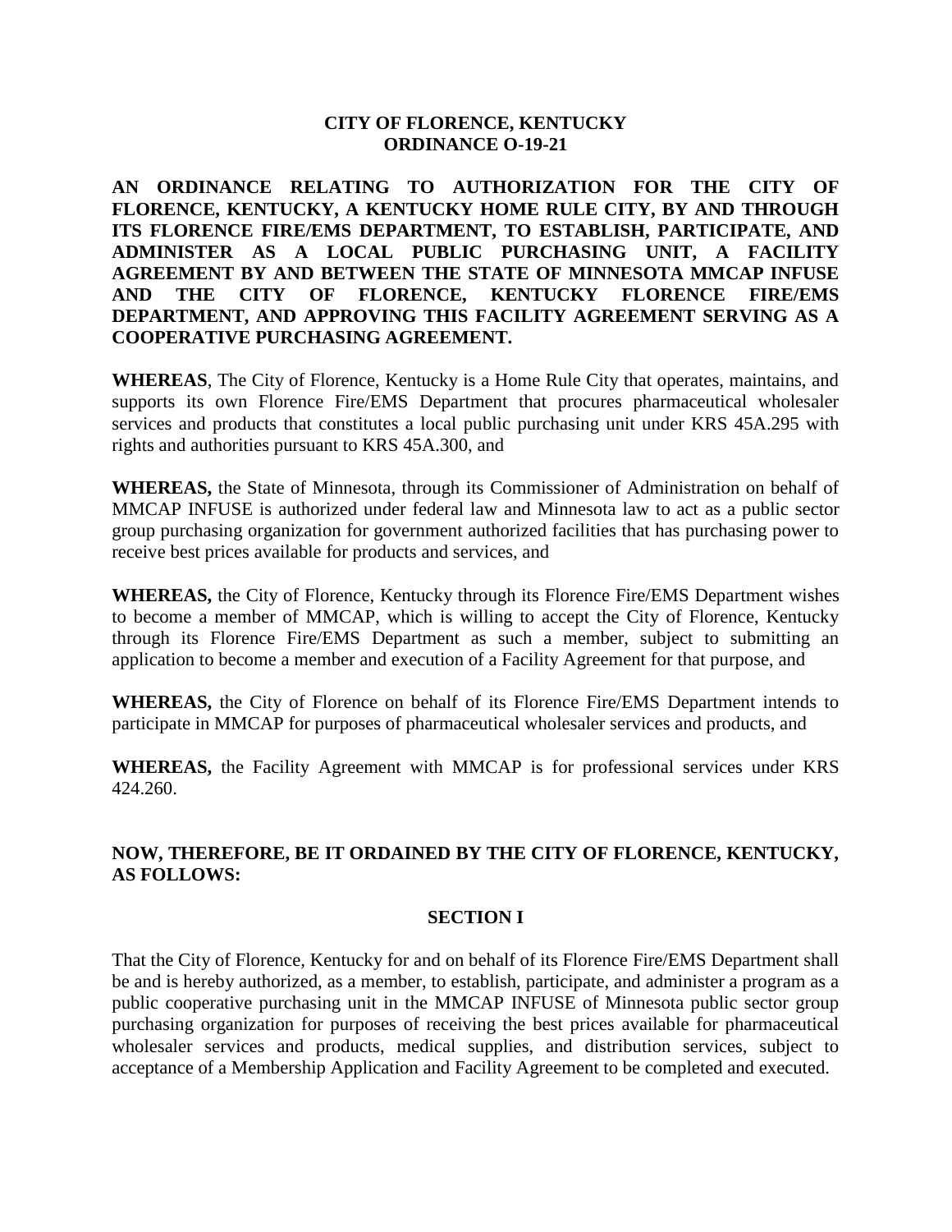**CITY OF FLORENCE, KENTUCKY**
**ORDINANCE O-19-21**

**AN ORDINANCE RELATING TO AUTHORIZATION FOR THE CITY OF FLORENCE, KENTUCKY, A KENTUCKY HOME RULE CITY, BY AND THROUGH ITS FLORENCE FIRE/EMS DEPARTMENT, TO ESTABLISH, PARTICIPATE, AND ADMINISTER AS A LOCAL PUBLIC PURCHASING UNIT, A FACILITY AGREEMENT BY AND BETWEEN THE STATE OF MINNESOTA MMCAP INFUSE AND THE CITY OF FLORENCE, KENTUCKY FLORENCE FIRE/EMS DEPARTMENT, AND APPROVING THIS FACILITY AGREEMENT SERVING AS A COOPERATIVE PURCHASING AGREEMENT.**

**WHEREAS**, The City of Florence, Kentucky is a Home Rule City that operates, maintains, and supports its own Florence Fire/EMS Department that procures pharmaceutical wholesaler services and products that constitutes a local public purchasing unit under KRS 45A.295 with rights and authorities pursuant to KRS 45A.300, and

**WHEREAS,** the State of Minnesota, through its Commissioner of Administration on behalf of MMCAP INFUSE is authorized under federal law and Minnesota law to act as a public sector group purchasing organization for government authorized facilities that has purchasing power to receive best prices available for products and services, and

**WHEREAS,** the City of Florence, Kentucky through its Florence Fire/EMS Department wishes to become a member of MMCAP, which is willing to accept the City of Florence, Kentucky through its Florence Fire/EMS Department as such a member, subject to submitting an application to become a member and execution of a Facility Agreement for that purpose, and

**WHEREAS,** the City of Florence on behalf of its Florence Fire/EMS Department intends to participate in MMCAP for purposes of pharmaceutical wholesaler services and products, and

**WHEREAS,** the Facility Agreement with MMCAP is for professional services under KRS 424.260.

**NOW, THEREFORE, BE IT ORDAINED BY THE CITY OF FLORENCE, KENTUCKY, AS FOLLOWS:**

## SECTION I

That the City of Florence, Kentucky for and on behalf of its Florence Fire/EMS Department shall be and is hereby authorized, as a member, to establish, participate, and administer a program as a public cooperative purchasing unit in the MMCAP INFUSE of Minnesota public sector group purchasing organization for purposes of receiving the best prices available for pharmaceutical wholesaler services and products, medical supplies, and distribution services, subject to acceptance of a Membership Application and Facility Agreement to be completed and executed.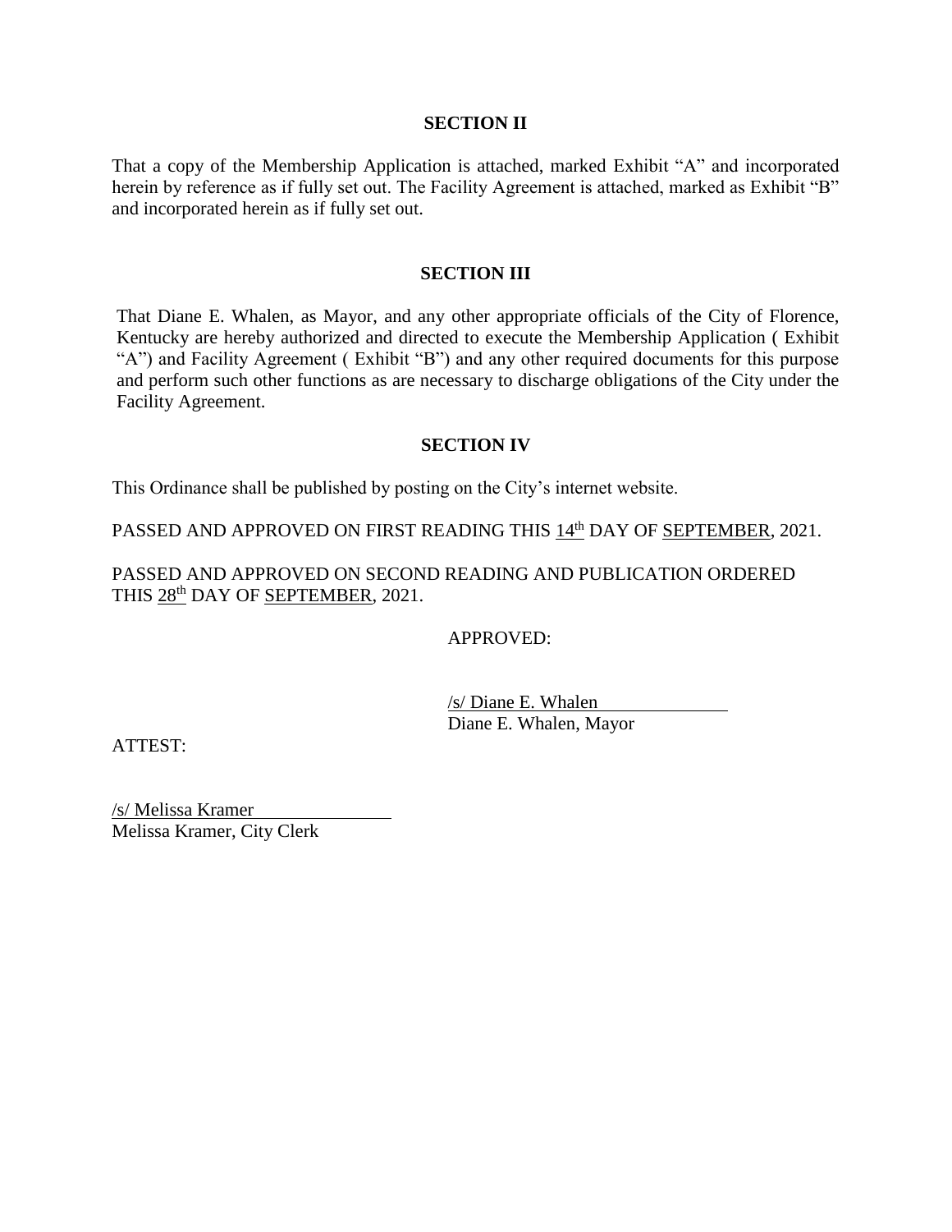## SECTION II

That a copy of the Membership Application is attached, marked Exhibit "A" and incorporated herein by reference as if fully set out. The Facility Agreement is attached, marked as Exhibit "B" and incorporated herein as if fully set out.

## SECTION III

That Diane E. Whalen, as Mayor, and any other appropriate officials of the City of Florence, Kentucky are hereby authorized and directed to execute the Membership Application ( Exhibit "A") and Facility Agreement ( Exhibit "B") and any other required documents for this purpose and perform such other functions as are necessary to discharge obligations of the City under the Facility Agreement.

## SECTION IV

This Ordinance shall be published by posting on the City's internet website.

PASSED AND APPROVED ON FIRST READING THIS 14th DAY OF SEPTEMBER, 2021.

PASSED AND APPROVED ON SECOND READING AND PUBLICATION ORDERED THIS 28th DAY OF SEPTEMBER, 2021.

APPROVED:

/s/ Diane E. Whalen
Diane E. Whalen, Mayor

ATTEST:

/s/ Melissa Kramer
Melissa Kramer, City Clerk